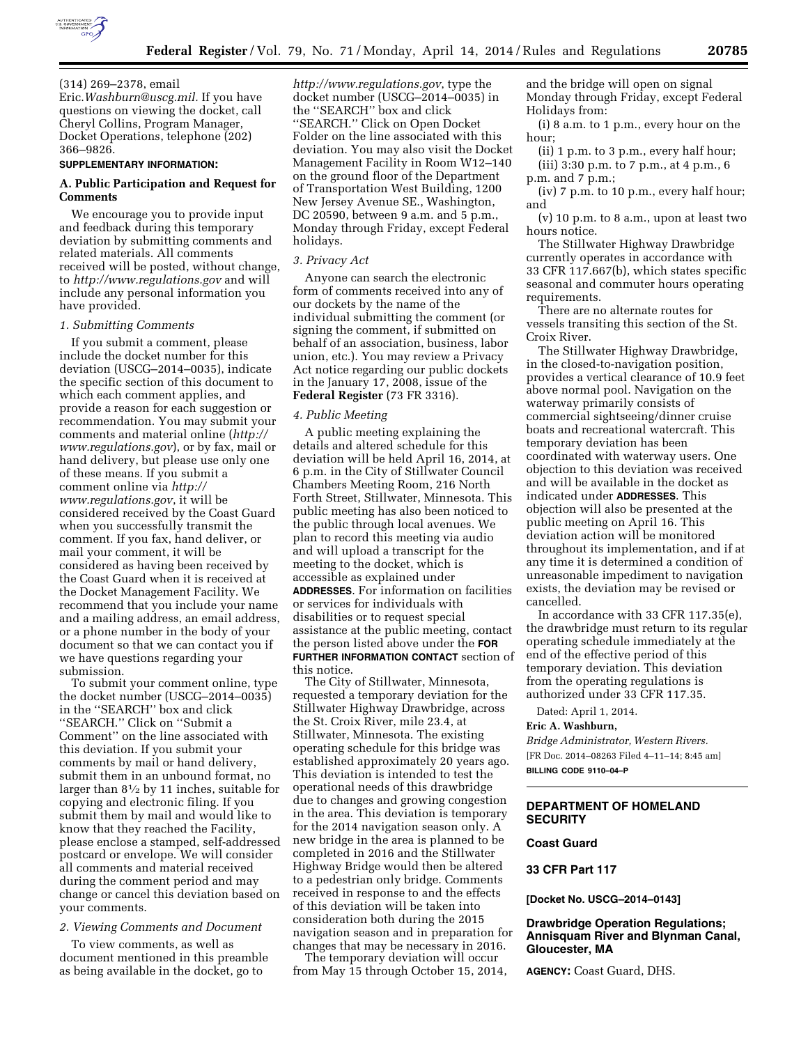(314) 269–2378, email Eric.*Washburn@uscg.mil.* If you have questions on viewing the docket, call Cheryl Collins, Program Manager, Docket Operations, telephone (202) 366–9826.

**SUPPLEMENTARY INFORMATION:**

### A. Public Participation and Request for Comments

We encourage you to provide input and feedback during this temporary deviation by submitting comments and related materials. All comments received will be posted, without change, to *http://www.regulations.gov* and will include any personal information you have provided.

*1. Submitting Comments*

If you submit a comment, please include the docket number for this deviation (USCG–2014–0035), indicate the specific section of this document to which each comment applies, and provide a reason for each suggestion or recommendation. You may submit your comments and material online (*http://www.regulations.gov*), or by fax, mail or hand delivery, but please use only one of these means. If you submit a comment online via *http://www.regulations.gov*, it will be considered received by the Coast Guard when you successfully transmit the comment. If you fax, hand deliver, or mail your comment, it will be considered as having been received by the Coast Guard when it is received at the Docket Management Facility. We recommend that you include your name and a mailing address, an email address, or a phone number in the body of your document so that we can contact you if we have questions regarding your submission.

To submit your comment online, type the docket number (USCG–2014–0035) in the ''SEARCH'' box and click ''SEARCH.'' Click on ''Submit a Comment'' on the line associated with this deviation. If you submit your comments by mail or hand delivery, submit them in an unbound format, no larger than 8½ by 11 inches, suitable for copying and electronic filing. If you submit them by mail and would like to know that they reached the Facility, please enclose a stamped, self-addressed postcard or envelope. We will consider all comments and material received during the comment period and may change or cancel this deviation based on your comments.

*2. Viewing Comments and Document*

To view comments, as well as document mentioned in this preamble as being available in the docket, go to *http://www.regulations.gov*, type the docket number (USCG–2014–0035) in the ''SEARCH'' box and click ''SEARCH.'' Click on Open Docket Folder on the line associated with this deviation. You may also visit the Docket Management Facility in Room W12–140 on the ground floor of the Department of Transportation West Building, 1200 New Jersey Avenue SE., Washington, DC 20590, between 9 a.m. and 5 p.m., Monday through Friday, except Federal holidays.

*3. Privacy Act*

Anyone can search the electronic form of comments received into any of our dockets by the name of the individual submitting the comment (or signing the comment, if submitted on behalf of an association, business, labor union, etc.). You may review a Privacy Act notice regarding our public dockets in the January 17, 2008, issue of the **Federal Register** (73 FR 3316).

*4. Public Meeting*

A public meeting explaining the details and altered schedule for this deviation will be held April 16, 2014, at 6 p.m. in the City of Stillwater Council Chambers Meeting Room, 216 North Forth Street, Stillwater, Minnesota. This public meeting has also been noticed to the public through local avenues. We plan to record this meeting via audio and will upload a transcript for the meeting to the docket, which is accessible as explained under **ADDRESSES**. For information on facilities or services for individuals with disabilities or to request special assistance at the public meeting, contact the person listed above under the **FOR FURTHER INFORMATION CONTACT** section of this notice.

The City of Stillwater, Minnesota, requested a temporary deviation for the Stillwater Highway Drawbridge, across the St. Croix River, mile 23.4, at Stillwater, Minnesota. The existing operating schedule for this bridge was established approximately 20 years ago. This deviation is intended to test the operational needs of this drawbridge due to changes and growing congestion in the area. This deviation is temporary for the 2014 navigation season only. A new bridge in the area is planned to be completed in 2016 and the Stillwater Highway Bridge would then be altered to a pedestrian only bridge. Comments received in response to and the effects of this deviation will be taken into consideration both during the 2015 navigation season and in preparation for changes that may be necessary in 2016.

The temporary deviation will occur from May 15 through October 15, 2014, and the bridge will open on signal Monday through Friday, except Federal Holidays from:

(i) 8 a.m. to 1 p.m., every hour on the hour;

(ii) 1 p.m. to 3 p.m., every half hour;

(iii) 3:30 p.m. to 7 p.m., at 4 p.m., 6 p.m. and 7 p.m.;

(iv) 7 p.m. to 10 p.m., every half hour; and

(v) 10 p.m. to 8 a.m., upon at least two hours notice.

The Stillwater Highway Drawbridge currently operates in accordance with 33 CFR 117.667(b), which states specific seasonal and commuter hours operating requirements.

There are no alternate routes for vessels transiting this section of the St. Croix River.

The Stillwater Highway Drawbridge, in the closed-to-navigation position, provides a vertical clearance of 10.9 feet above normal pool. Navigation on the waterway primarily consists of commercial sightseeing/dinner cruise boats and recreational watercraft. This temporary deviation has been coordinated with waterway users. One objection to this deviation was received and will be available in the docket as indicated under **ADDRESSES**. This objection will also be presented at the public meeting on April 16. This deviation action will be monitored throughout its implementation, and if at any time it is determined a condition of unreasonable impediment to navigation exists, the deviation may be revised or cancelled.

In accordance with 33 CFR 117.35(e), the drawbridge must return to its regular operating schedule immediately at the end of the effective period of this temporary deviation. This deviation from the operating regulations is authorized under 33 CFR 117.35.

Dated: April 1, 2014.

**Eric A. Washburn,**

*Bridge Administrator, Western Rivers.*

[FR Doc. 2014–08263 Filed 4–11–14; 8:45 am]

**BILLING CODE 9110–04–P**

---

## DEPARTMENT OF HOMELAND SECURITY

### Coast Guard

### 33 CFR Part 117

**[Docket No. USCG–2014–0143]**

### Drawbridge Operation Regulations; Annisquam River and Blynman Canal, Gloucester, MA

**AGENCY:** Coast Guard, DHS.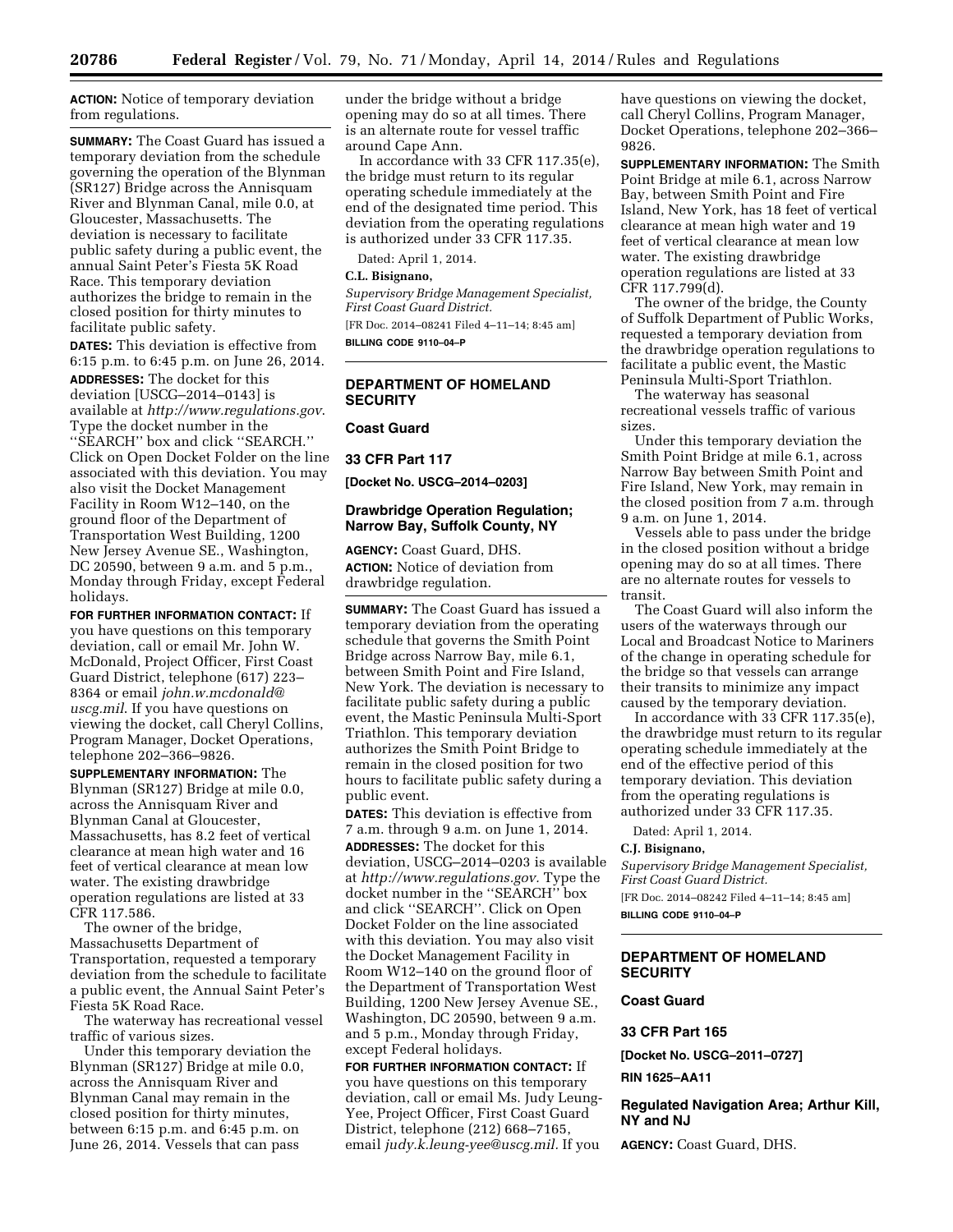**ACTION:** Notice of temporary deviation from regulations.

**SUMMARY:** The Coast Guard has issued a temporary deviation from the schedule governing the operation of the Blynman (SR127) Bridge across the Annisquam River and Blynman Canal, mile 0.0, at Gloucester, Massachusetts. The deviation is necessary to facilitate public safety during a public event, the annual Saint Peter's Fiesta 5K Road Race. This temporary deviation authorizes the bridge to remain in the closed position for thirty minutes to facilitate public safety.

**DATES:** This deviation is effective from 6:15 p.m. to 6:45 p.m. on June 26, 2014.

**ADDRESSES:** The docket for this deviation [USCG–2014–0143] is available at *http://www.regulations.gov.* Type the docket number in the ''SEARCH'' box and click ''SEARCH.'' Click on Open Docket Folder on the line associated with this deviation. You may also visit the Docket Management Facility in Room W12–140, on the ground floor of the Department of Transportation West Building, 1200 New Jersey Avenue SE., Washington, DC 20590, between 9 a.m. and 5 p.m., Monday through Friday, except Federal holidays.

**FOR FURTHER INFORMATION CONTACT:** If you have questions on this temporary deviation, call or email Mr. John W. McDonald, Project Officer, First Coast Guard District, telephone (617) 223–8364 or email *john.w.mcdonald@uscg.mil*. If you have questions on viewing the docket, call Cheryl Collins, Program Manager, Docket Operations, telephone 202–366–9826.

**SUPPLEMENTARY INFORMATION:** The Blynman (SR127) Bridge at mile 0.0, across the Annisquam River and Blynman Canal at Gloucester, Massachusetts, has 8.2 feet of vertical clearance at mean high water and 16 feet of vertical clearance at mean low water. The existing drawbridge operation regulations are listed at 33 CFR 117.586.

The owner of the bridge, Massachusetts Department of Transportation, requested a temporary deviation from the schedule to facilitate a public event, the Annual Saint Peter's Fiesta 5K Road Race.

The waterway has recreational vessel traffic of various sizes.

Under this temporary deviation the Blynman (SR127) Bridge at mile 0.0, across the Annisquam River and Blynman Canal may remain in the closed position for thirty minutes, between 6:15 p.m. and 6:45 p.m. on June 26, 2014. Vessels that can pass under the bridge without a bridge opening may do so at all times. There is an alternate route for vessel traffic around Cape Ann.

In accordance with 33 CFR 117.35(e), the bridge must return to its regular operating schedule immediately at the end of the designated time period. This deviation from the operating regulations is authorized under 33 CFR 117.35.

Dated: April 1, 2014.

**C.L. Bisignano,**

*Supervisory Bridge Management Specialist, First Coast Guard District.*

[FR Doc. 2014–08241 Filed 4–11–14; 8:45 am]

**BILLING CODE 9110–04–P**

---

## DEPARTMENT OF HOMELAND SECURITY

### Coast Guard

### 33 CFR Part 117

**[Docket No. USCG–2014–0203]**

### Drawbridge Operation Regulation; Narrow Bay, Suffolk County, NY

**AGENCY:** Coast Guard, DHS.

**ACTION:** Notice of deviation from drawbridge regulation.

**SUMMARY:** The Coast Guard has issued a temporary deviation from the operating schedule that governs the Smith Point Bridge across Narrow Bay, mile 6.1, between Smith Point and Fire Island, New York. The deviation is necessary to facilitate public safety during a public event, the Mastic Peninsula Multi-Sport Triathlon. This temporary deviation authorizes the Smith Point Bridge to remain in the closed position for two hours to facilitate public safety during a public event.

**DATES:** This deviation is effective from 7 a.m. through 9 a.m. on June 1, 2014.

**ADDRESSES:** The docket for this deviation, USCG–2014–0203 is available at *http://www.regulations.gov.* Type the docket number in the ''SEARCH'' box and click ''SEARCH''. Click on Open Docket Folder on the line associated with this deviation. You may also visit the Docket Management Facility in Room W12–140 on the ground floor of the Department of Transportation West Building, 1200 New Jersey Avenue SE., Washington, DC 20590, between 9 a.m. and 5 p.m., Monday through Friday, except Federal holidays.

**FOR FURTHER INFORMATION CONTACT:** If you have questions on this temporary deviation, call or email Ms. Judy Leung-Yee, Project Officer, First Coast Guard District, telephone (212) 668–7165, email *judy.k.leung-yee@uscg.mil.* If you have questions on viewing the docket, call Cheryl Collins, Program Manager, Docket Operations, telephone 202–366–9826.

**SUPPLEMENTARY INFORMATION:** The Smith Point Bridge at mile 6.1, across Narrow Bay, between Smith Point and Fire Island, New York, has 18 feet of vertical clearance at mean high water and 19 feet of vertical clearance at mean low water. The existing drawbridge operation regulations are listed at 33 CFR 117.799(d).

The owner of the bridge, the County of Suffolk Department of Public Works, requested a temporary deviation from the drawbridge operation regulations to facilitate a public event, the Mastic Peninsula Multi-Sport Triathlon.

The waterway has seasonal recreational vessels traffic of various sizes.

Under this temporary deviation the Smith Point Bridge at mile 6.1, across Narrow Bay between Smith Point and Fire Island, New York, may remain in the closed position from 7 a.m. through 9 a.m. on June 1, 2014.

Vessels able to pass under the bridge in the closed position without a bridge opening may do so at all times. There are no alternate routes for vessels to transit.

The Coast Guard will also inform the users of the waterways through our Local and Broadcast Notice to Mariners of the change in operating schedule for the bridge so that vessels can arrange their transits to minimize any impact caused by the temporary deviation.

In accordance with 33 CFR 117.35(e), the drawbridge must return to its regular operating schedule immediately at the end of the effective period of this temporary deviation. This deviation from the operating regulations is authorized under 33 CFR 117.35.

Dated: April 1, 2014.

**C.J. Bisignano,**

*Supervisory Bridge Management Specialist, First Coast Guard District.*

[FR Doc. 2014–08242 Filed 4–11–14; 8:45 am]

**BILLING CODE 9110–04–P**

---

## DEPARTMENT OF HOMELAND SECURITY

### Coast Guard

### 33 CFR Part 165

**[Docket No. USCG–2011–0727]**

**RIN 1625–AA11**

### Regulated Navigation Area; Arthur Kill, NY and NJ

**AGENCY:** Coast Guard, DHS.